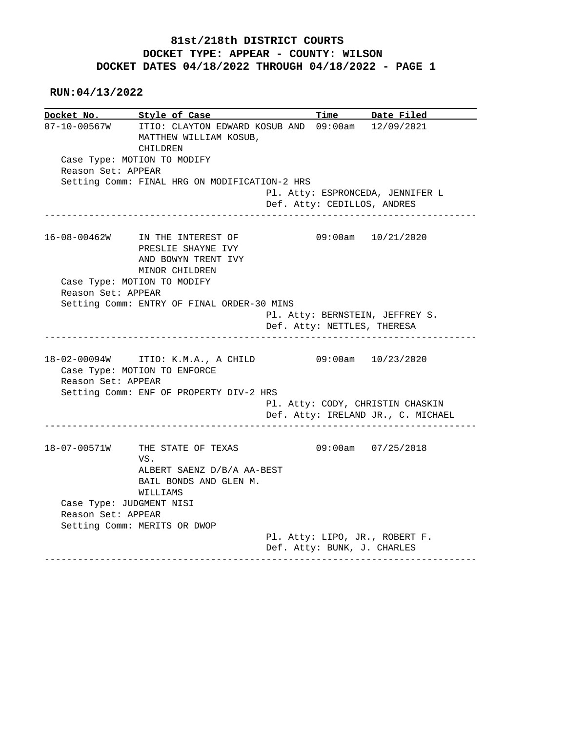# 81st/218th DISTRICT COURTS
## DOCKET TYPE: APPEAR - COUNTY: WILSON
## DOCKET DATES 04/18/2022 THROUGH 04/18/2022 - PAGE 1

**RUN:04/13/2022**

| Docket No. | Style of Case | Time | Date Filed |
|---|---|---|---|
| 07-10-00567W | ITIO: CLAYTON EDWARD KOSUB AND MATTHEW WILLIAM KOSUB, CHILDREN | 09:00am | 12/09/2021 |

Case Type: MOTION TO MODIFY
Reason Set: APPEAR
Setting Comm: FINAL HRG ON MODIFICATION-2 HRS
Pl. Atty: ESPRONCEDA, JENNIFER L
Def. Atty: CEDILLOS, ANDRES

---

| Docket No. | Style of Case | Time | Date Filed |
|---|---|---|---|
| 16-08-00462W | IN THE INTEREST OF PRESLIE SHAYNE IVY AND BOWYN TRENT IVY MINOR CHILDREN | 09:00am | 10/21/2020 |

Case Type: MOTION TO MODIFY
Reason Set: APPEAR
Setting Comm: ENTRY OF FINAL ORDER-30 MINS
Pl. Atty: BERNSTEIN, JEFFREY S.
Def. Atty: NETTLES, THERESA

---

| Docket No. | Style of Case | Time | Date Filed |
|---|---|---|---|
| 18-02-00094W | ITIO: K.M.A., A CHILD | 09:00am | 10/23/2020 |

Case Type: MOTION TO ENFORCE
Reason Set: APPEAR
Setting Comm: ENF OF PROPERTY DIV-2 HRS
Pl. Atty: CODY, CHRISTIN CHASKIN
Def. Atty: IRELAND JR., C. MICHAEL

---

| Docket No. | Style of Case | Time | Date Filed |
|---|---|---|---|
| 18-07-00571W | THE STATE OF TEXAS VS. ALBERT SAENZ D/B/A AA-BEST BAIL BONDS AND GLEN M. WILLIAMS | 09:00am | 07/25/2018 |

Case Type: JUDGMENT NISI
Reason Set: APPEAR
Setting Comm: MERITS OR DWOP
Pl. Atty: LIPO, JR., ROBERT F.
Def. Atty: BUNK, J. CHARLES

---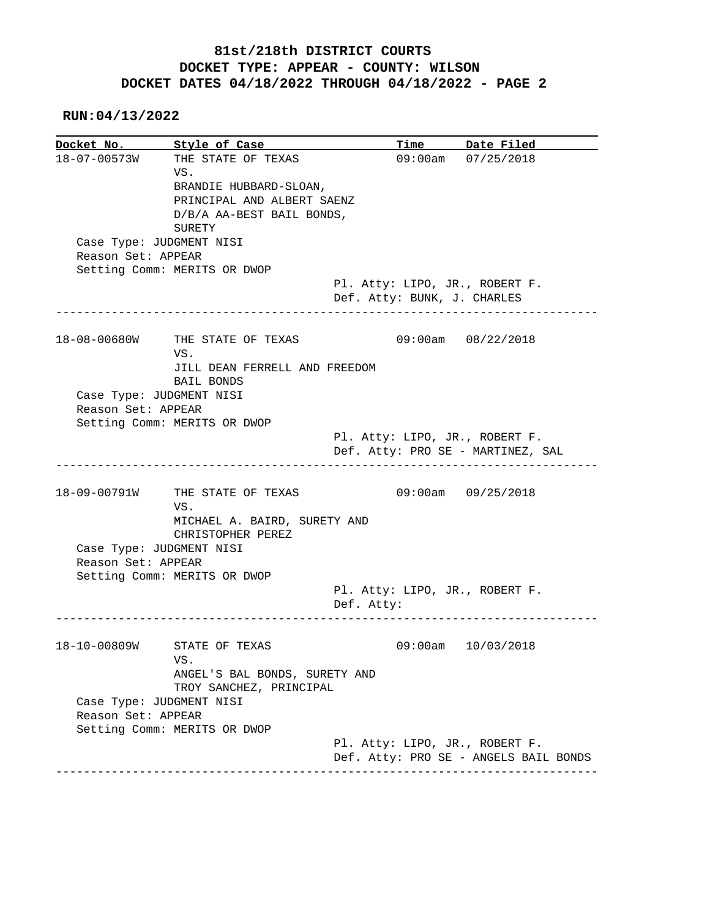**81st/218th DISTRICT COURTS**
**DOCKET TYPE: APPEAR - COUNTY: WILSON**
**DOCKET DATES 04/18/2022 THROUGH 04/18/2022 - PAGE 2**

**RUN:04/13/2022**

| Docket No. | Style of Case | Time | Date Filed |
|---|---|---|---|

---

**18-07-00573W** THE STATE OF TEXAS VS. BRANDIE HUBBARD-SLOAN, PRINCIPAL AND ALBERT SAENZ D/B/A AA-BEST BAIL BONDS, SURETY — 09:00am — 07/25/2018

Case Type: JUDGMENT NISI
Reason Set: APPEAR
Setting Comm: MERITS OR DWOP
Pl. Atty: LIPO, JR., ROBERT F.
Def. Atty: BUNK, J. CHARLES

---

**18-08-00680W** THE STATE OF TEXAS VS. JILL DEAN FERRELL AND FREEDOM BAIL BONDS — 09:00am — 08/22/2018

Case Type: JUDGMENT NISI
Reason Set: APPEAR
Setting Comm: MERITS OR DWOP
Pl. Atty: LIPO, JR., ROBERT F.
Def. Atty: PRO SE - MARTINEZ, SAL

---

**18-09-00791W** THE STATE OF TEXAS VS. MICHAEL A. BAIRD, SURETY AND CHRISTOPHER PEREZ — 09:00am — 09/25/2018

Case Type: JUDGMENT NISI
Reason Set: APPEAR
Setting Comm: MERITS OR DWOP
Pl. Atty: LIPO, JR., ROBERT F.
Def. Atty:

---

**18-10-00809W** STATE OF TEXAS VS. ANGEL'S BAL BONDS, SURETY AND TROY SANCHEZ, PRINCIPAL — 09:00am — 10/03/2018

Case Type: JUDGMENT NISI
Reason Set: APPEAR
Setting Comm: MERITS OR DWOP
Pl. Atty: LIPO, JR., ROBERT F.
Def. Atty: PRO SE - ANGELS BAIL BONDS

---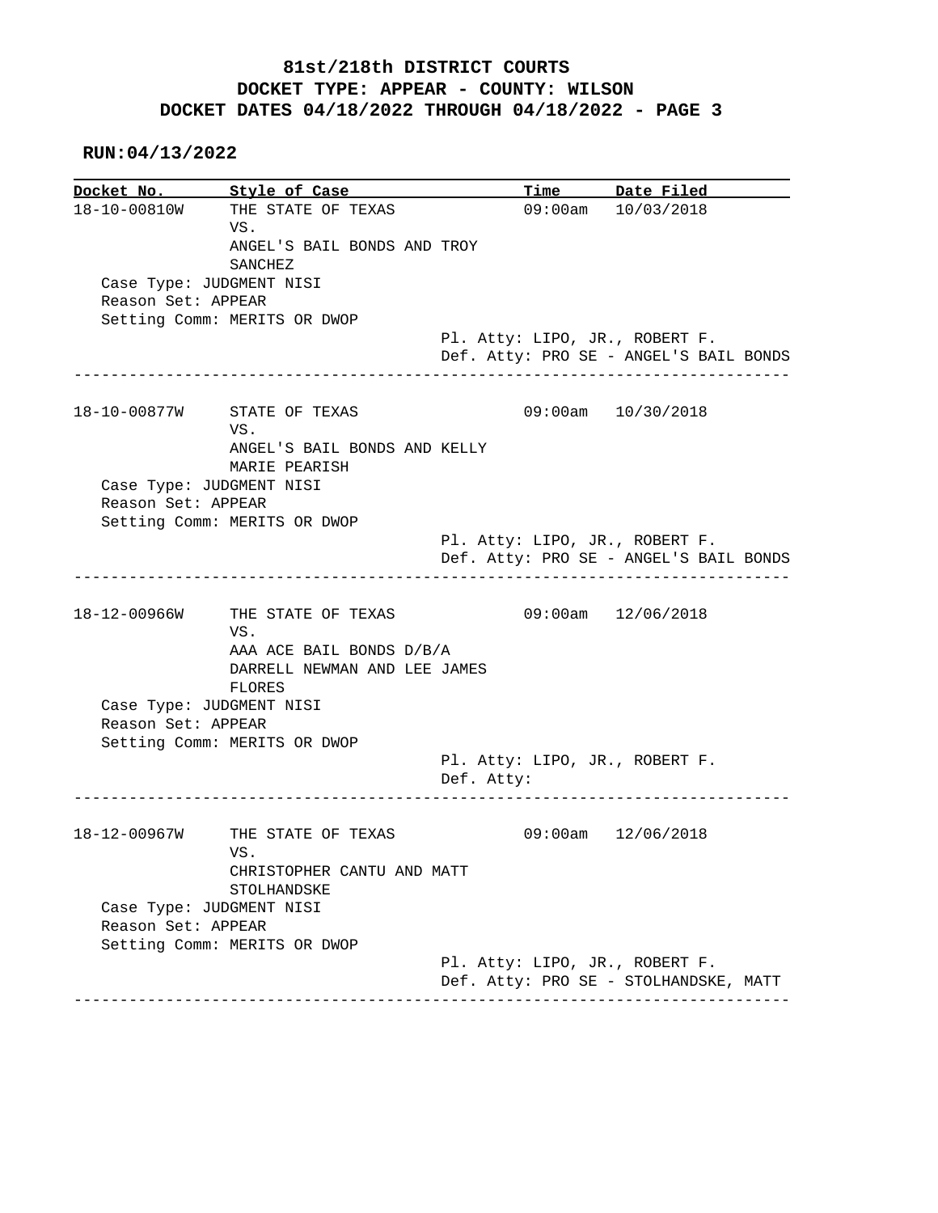# 81st/218th DISTRICT COURTS
## DOCKET TYPE: APPEAR - COUNTY: WILSON
## DOCKET DATES 04/18/2022 THROUGH 04/18/2022 - PAGE 3

**RUN:04/13/2022**

| Docket No. | Style of Case | Time | Date Filed |
|---|---|---|---|
| 18-10-00810W | THE STATE OF TEXAS VS. ANGEL'S BAIL BONDS AND TROY SANCHEZ | 09:00am | 10/03/2018 |

Case Type: JUDGMENT NISI
Reason Set: APPEAR
Setting Comm: MERITS OR DWOP
Pl. Atty: LIPO, JR., ROBERT F.
Def. Atty: PRO SE - ANGEL'S BAIL BONDS

---

| Docket No. | Style of Case | Time | Date Filed |
|---|---|---|---|
| 18-10-00877W | STATE OF TEXAS VS. ANGEL'S BAIL BONDS AND KELLY MARIE PEARISH | 09:00am | 10/30/2018 |

Case Type: JUDGMENT NISI
Reason Set: APPEAR
Setting Comm: MERITS OR DWOP
Pl. Atty: LIPO, JR., ROBERT F.
Def. Atty: PRO SE - ANGEL'S BAIL BONDS

---

| Docket No. | Style of Case | Time | Date Filed |
|---|---|---|---|
| 18-12-00966W | THE STATE OF TEXAS VS. AAA ACE BAIL BONDS D/B/A DARRELL NEWMAN AND LEE JAMES FLORES | 09:00am | 12/06/2018 |

Case Type: JUDGMENT NISI
Reason Set: APPEAR
Setting Comm: MERITS OR DWOP
Pl. Atty: LIPO, JR., ROBERT F.
Def. Atty:

---

| Docket No. | Style of Case | Time | Date Filed |
|---|---|---|---|
| 18-12-00967W | THE STATE OF TEXAS VS. CHRISTOPHER CANTU AND MATT STOLHANDSKE | 09:00am | 12/06/2018 |

Case Type: JUDGMENT NISI
Reason Set: APPEAR
Setting Comm: MERITS OR DWOP
Pl. Atty: LIPO, JR., ROBERT F.
Def. Atty: PRO SE - STOLHANDSKE, MATT

---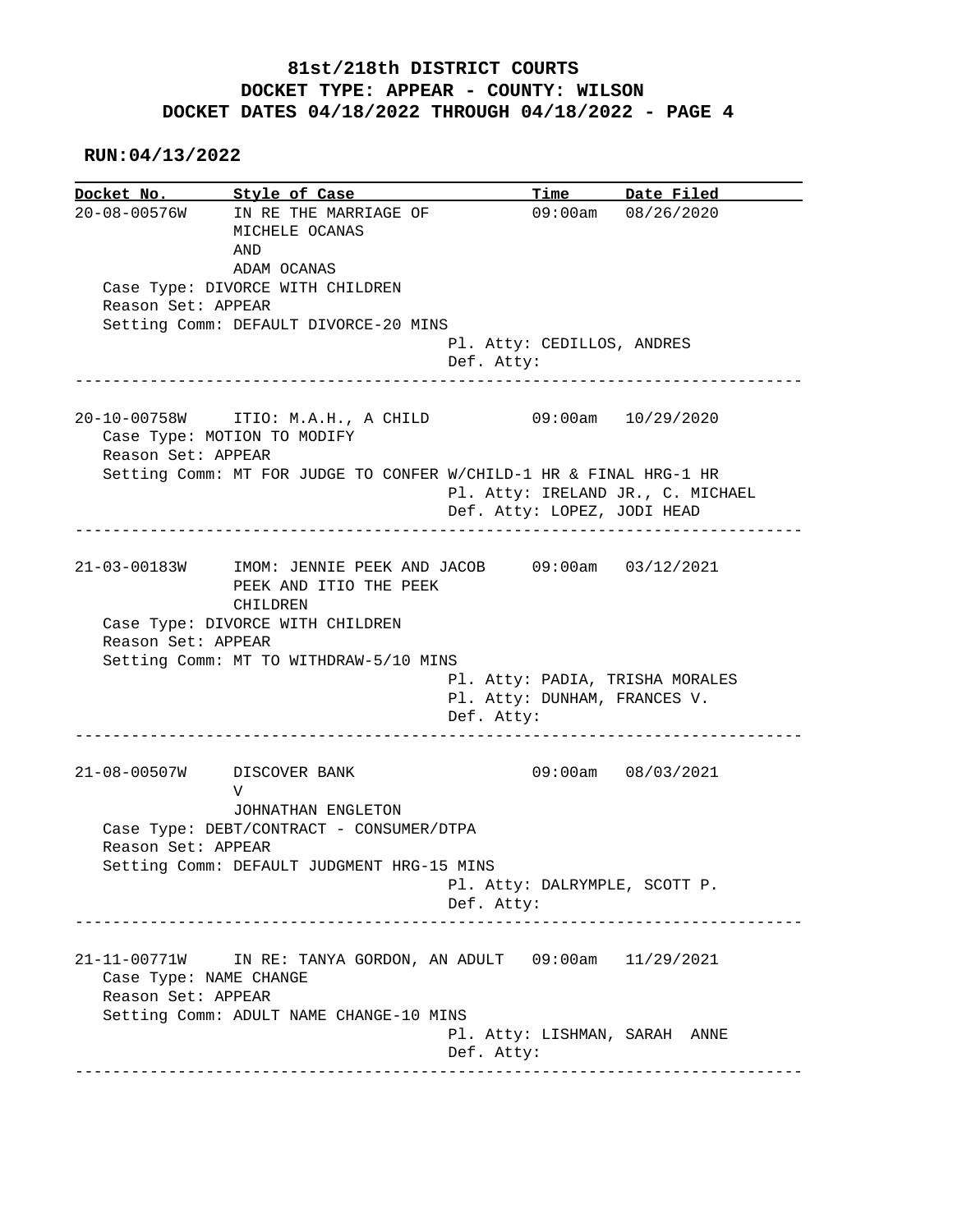# 81st/218th DISTRICT COURTS
## DOCKET TYPE: APPEAR - COUNTY: WILSON
## DOCKET DATES 04/18/2022 THROUGH 04/18/2022 - PAGE 4

**RUN:04/13/2022**

| Docket No. | Style of Case | Time | Date Filed |
|---|---|---|---|

**20-08-00576W** — IN RE THE MARRIAGE OF MICHELE OCANAS AND ADAM OCANAS — 09:00am — 08/26/2020

Case Type: DIVORCE WITH CHILDREN
Reason Set: APPEAR
Setting Comm: DEFAULT DIVORCE-20 MINS
Pl. Atty: CEDILLOS, ANDRES
Def. Atty:

---

**20-10-00758W** — ITIO: M.A.H., A CHILD — 09:00am — 10/29/2020

Case Type: MOTION TO MODIFY
Reason Set: APPEAR
Setting Comm: MT FOR JUDGE TO CONFER W/CHILD-1 HR & FINAL HRG-1 HR
Pl. Atty: IRELAND JR., C. MICHAEL
Def. Atty: LOPEZ, JODI HEAD

---

**21-03-00183W** — IMOM: JENNIE PEEK AND JACOB PEEK AND ITIO THE PEEK CHILDREN — 09:00am — 03/12/2021

Case Type: DIVORCE WITH CHILDREN
Reason Set: APPEAR
Setting Comm: MT TO WITHDRAW-5/10 MINS
Pl. Atty: PADIA, TRISHA MORALES
Pl. Atty: DUNHAM, FRANCES V.
Def. Atty:

---

**21-08-00507W** — DISCOVER BANK V JOHNATHAN ENGLETON — 09:00am — 08/03/2021

Case Type: DEBT/CONTRACT - CONSUMER/DTPA
Reason Set: APPEAR
Setting Comm: DEFAULT JUDGMENT HRG-15 MINS
Pl. Atty: DALRYMPLE, SCOTT P.
Def. Atty:

---

**21-11-00771W** — IN RE: TANYA GORDON, AN ADULT — 09:00am — 11/29/2021

Case Type: NAME CHANGE
Reason Set: APPEAR
Setting Comm: ADULT NAME CHANGE-10 MINS
Pl. Atty: LISHMAN, SARAH ANNE
Def. Atty:

---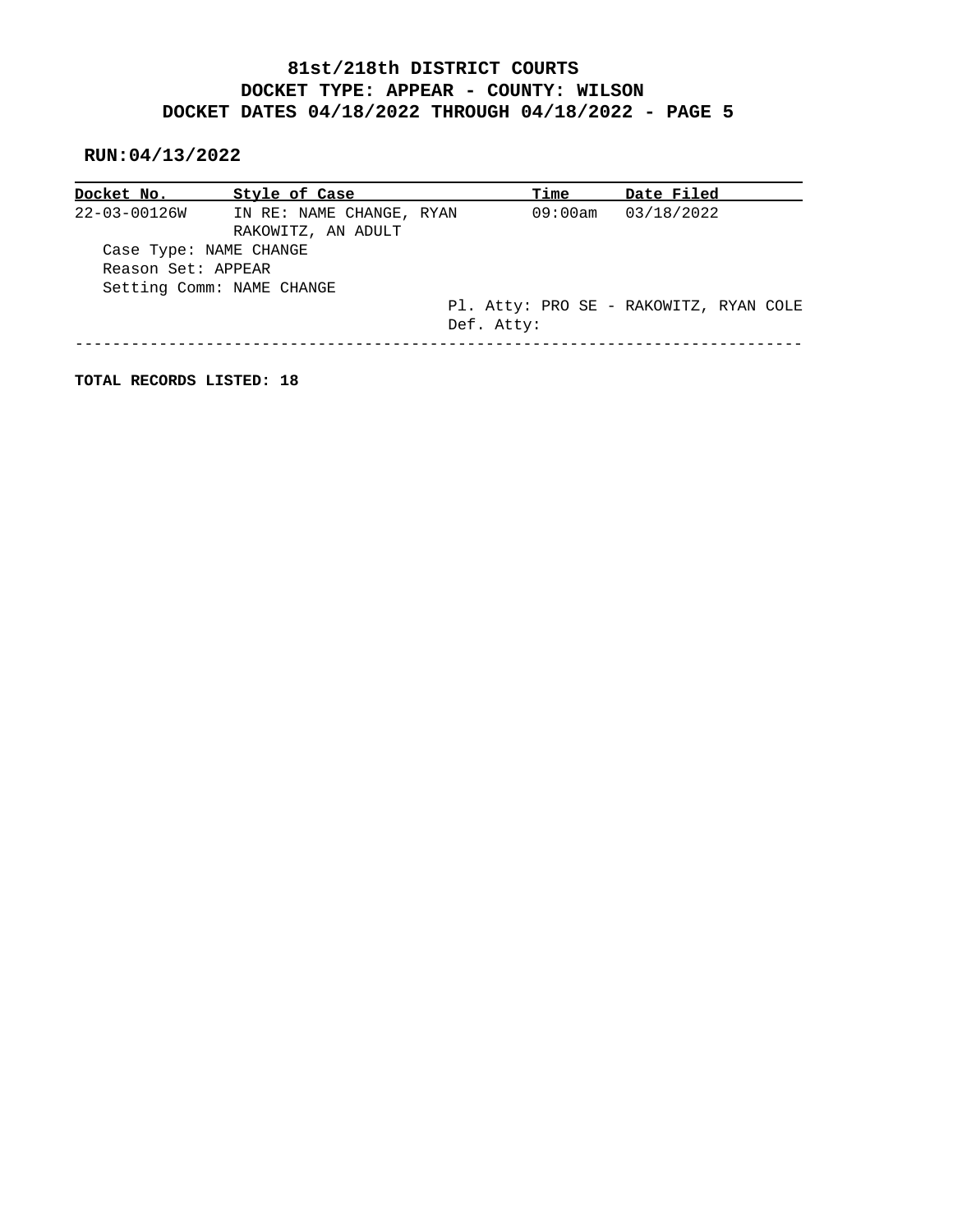# 81st/218th DISTRICT COURTS
## DOCKET TYPE: APPEAR - COUNTY: WILSON
## DOCKET DATES 04/18/2022 THROUGH 04/18/2022 - PAGE 5

**RUN:04/13/2022**

| Docket No. | Style of Case | Time | Date Filed |
| --- | --- | --- | --- |
| 22-03-00126W | IN RE: NAME CHANGE, RYAN RAKOWITZ, AN ADULT | 09:00am | 03/18/2022 |

Case Type: NAME CHANGE
Reason Set: APPEAR
Setting Comm: NAME CHANGE

Pl. Atty: PRO SE - RAKOWITZ, RYAN COLE
Def. Atty:

---

**TOTAL RECORDS LISTED: 18**